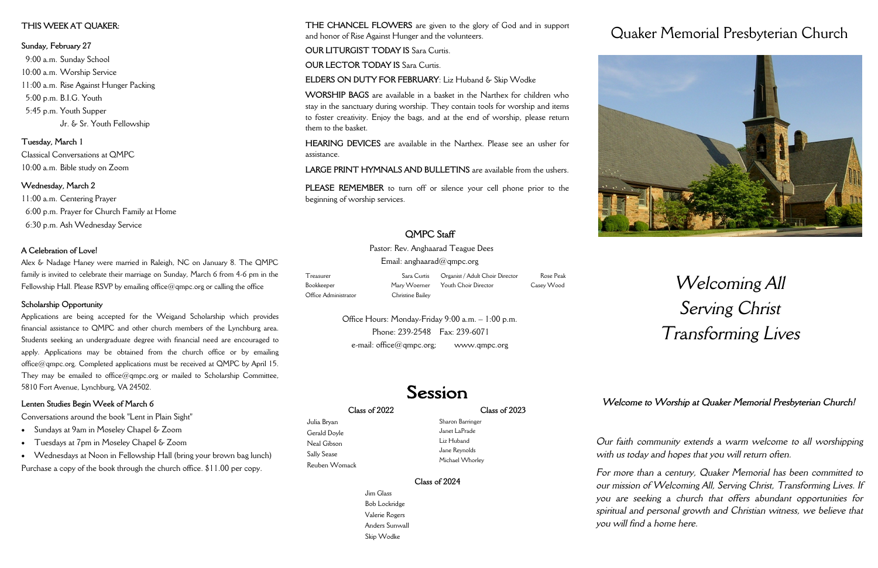## THIS WEEK AT QUAKER:

**Sunday, February 27**

9:00 a.m. Sunday School
10:00 a.m. Worship Service
11:00 a.m. Rise Against Hunger Packing
5:00 p.m. B.I.G. Youth
5:45 p.m. Youth Supper
Jr. & Sr. Youth Fellowship

**Tuesday, March 1**

Classical Conversations at QMPC
10:00 a.m. Bible study on Zoom

**Wednesday, March 2**

11:00 a.m. Centering Prayer
6:00 p.m. Prayer for Church Family at Home
6:30 p.m. Ash Wednesday Service

### A Celebration of Love!

Alex & Nadage Haney were married in Raleigh, NC on January 8. The QMPC family is invited to celebrate their marriage on Sunday, March 6 from 4-6 pm in the Fellowship Hall. Please RSVP by emailing office@qmpc.org or calling the office

### Scholarship Opportunity

Applications are being accepted for the Weigand Scholarship which provides financial assistance to QMPC and other church members of the Lynchburg area. Students seeking an undergraduate degree with financial need are encouraged to apply. Applications may be obtained from the church office or by emailing office@qmpc.org. Completed applications must be received at QMPC by April 15. They may be emailed to office@qmpc.org or mailed to Scholarship Committee, 5810 Fort Avenue, Lynchburg, VA 24502.

### Lenten Studies Begin Week of March 6

Conversations around the book "Lent in Plain Sight"

- Sundays at 9am in Moseley Chapel & Zoom
- Tuesdays at 7pm in Moseley Chapel & Zoom
- Wednesdays at Noon in Fellowship Hall (bring your brown bag lunch)

Purchase a copy of the book through the church office. $11.00 per copy.

**THE CHANCEL FLOWERS** are given to the glory of God and in support and honor of Rise Against Hunger and the volunteers.

**OUR LITURGIST TODAY IS** Sara Curtis.

**OUR LECTOR TODAY IS** Sara Curtis.

**ELDERS ON DUTY FOR FEBRUARY**: Liz Huband & Skip Wodke

**WORSHIP BAGS** are available in a basket in the Narthex for children who stay in the sanctuary during worship. They contain tools for worship and items to foster creativity. Enjoy the bags, and at the end of worship, please return them to the basket.

**HEARING DEVICES** are available in the Narthex. Please see an usher for assistance.

**LARGE PRINT HYMNALS AND BULLETINS** are available from the ushers.

**PLEASE REMEMBER** to turn off or silence your cell phone prior to the beginning of worship services.

### QMPC Staff

Pastor: Rev. Anghaarad Teague Dees
Email: anghaarad@qmpc.org

| | | | |
|---|---|---|---|
| Treasurer | Sara Curtis | Organist / Adult Choir Director | Rose Peak |
| Bookkeeper | Mary Woerner | Youth Choir Director | Casey Wood |
| Office Administrator | Christine Bailey | | |

Office Hours: Monday-Friday 9:00 a.m. – 1:00 p.m.
Phone: 239-2548 Fax: 239-6071
e-mail: office@qmpc.org; www.qmpc.org

## Session

**Class of 2022**

Julia Bryan
Gerald Doyle
Neal Gibson
Sally Sease
Reuben Womack

**Class of 2023**

Sharon Barringer
Janet LaPrade
Liz Huband
Jane Reynolds
Michael Whorley

**Class of 2024**

Jim Glass
Bob Lockridge
Valerie Rogers
Anders Sunwall
Skip Wodke

# Quaker Memorial Presbyterian Church

*Welcoming All*
*Serving Christ*
*Transforming Lives*

***Welcome to Worship at Quaker Memorial Presbyterian Church!***

*Our faith community extends a warm welcome to all worshipping with us today and hopes that you will return often.*

*For more than a century, Quaker Memorial has been committed to our mission of Welcoming All, Serving Christ, Transforming Lives. If you are seeking a church that offers abundant opportunities for spiritual and personal growth and Christian witness, we believe that you will find a home here.*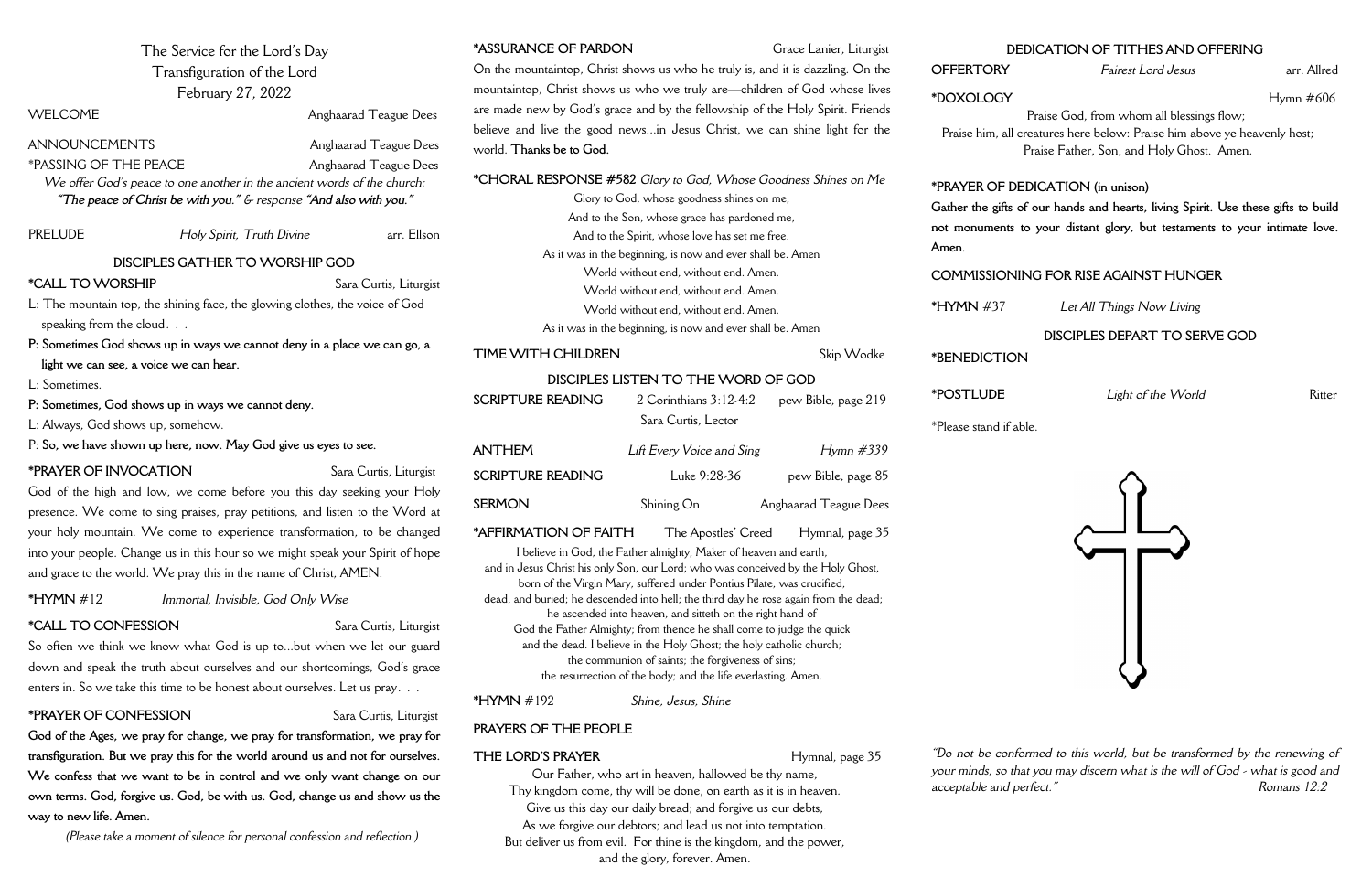The Service for the Lord's Day
Transfiguration of the Lord
February 27, 2022

WELCOME — Anghaarad Teague Dees

ANNOUNCEMENTS — Anghaarad Teague Dees

*PASSING OF THE PEACE — Anghaarad Teague Dees

*We offer God's peace to one another in the ancient words of the church:*
***"The peace of Christ be with you."** & response **"And also with you."***

PRELUDE — *Holy Spirit, Truth Divine* — arr. Ellson

## DISCIPLES GATHER TO WORSHIP GOD

**\*CALL TO WORSHIP** — Sara Curtis, Liturgist

L: The mountain top, the shining face, the glowing clothes, the voice of God speaking from the cloud. . .

**P: Sometimes God shows up in ways we cannot deny in a place we can go, a light we can see, a voice we can hear.**

L: Sometimes.

**P: Sometimes, God shows up in ways we cannot deny.**

L: Always, God shows up, somehow.

P: **So, we have shown up here, now. May God give us eyes to see.**

**\*PRAYER OF INVOCATION** — Sara Curtis, Liturgist

God of the high and low, we come before you this day seeking your Holy presence. We come to sing praises, pray petitions, and listen to the Word at your holy mountain. We come to experience transformation, to be changed into your people. Change us in this hour so we might speak your Spirit of hope and grace to the world. We pray this in the name of Christ, AMEN.

**\*HYMN** #12 — *Immortal, Invisible, God Only Wise*

**\*CALL TO CONFESSION** — Sara Curtis, Liturgist

So often we think we know what God is up to...but when we let our guard down and speak the truth about ourselves and our shortcomings, God's grace enters in. So we take this time to be honest about ourselves. Let us pray. . .

**\*PRAYER OF CONFESSION** — Sara Curtis, Liturgist

**God of the Ages, we pray for change, we pray for transformation, we pray for transfiguration. But we pray this for the world around us and not for ourselves. We confess that we want to be in control and we only want change on our own terms. God, forgive us. God, be with us. God, change us and show us the way to new life. Amen.**

*(Please take a moment of silence for personal confession and reflection.)*

**\*ASSURANCE OF PARDON** — Grace Lanier, Liturgist

On the mountaintop, Christ shows us who he truly is, and it is dazzling. On the mountaintop, Christ shows us who we truly are—children of God whose lives are made new by God's grace and by the fellowship of the Holy Spirit. Friends believe and live the good news...in Jesus Christ, we can shine light for the world. **Thanks be to God.**

**\*CHORAL RESPONSE #582** *Glory to God, Whose Goodness Shines on Me*

Glory to God, whose goodness shines on me,
And to the Son, whose grace has pardoned me,
And to the Spirit, whose love has set me free.
As it was in the beginning, is now and ever shall be. Amen
World without end, without end. Amen.
World without end, without end. Amen.
World without end, without end. Amen.
As it was in the beginning, is now and ever shall be. Amen

**TIME WITH CHILDREN** — Skip Wodke

## DISCIPLES LISTEN TO THE WORD OF GOD

**SCRIPTURE READING** — 2 Corinthians 3:12-4:2 — pew Bible, page 219
Sara Curtis, Lector

**ANTHEM** — *Lift Every Voice and Sing* — *Hymn #339*

**SCRIPTURE READING** — Luke 9:28-36 — pew Bible, page 85

**SERMON** — Shining On — Anghaarad Teague Dees

**\*AFFIRMATION OF FAITH** — The Apostles' Creed — Hymnal, page 35

I believe in God, the Father almighty, Maker of heaven and earth,
and in Jesus Christ his only Son, our Lord; who was conceived by the Holy Ghost,
born of the Virgin Mary, suffered under Pontius Pilate, was crucified,
dead, and buried; he descended into hell; the third day he rose again from the dead;
he ascended into heaven, and sitteth on the right hand of
God the Father Almighty; from thence he shall come to judge the quick
and the dead. I believe in the Holy Ghost; the holy catholic church;
the communion of saints; the forgiveness of sins;
the resurrection of the body; and the life everlasting. Amen.

**\*HYMN** #192 — *Shine, Jesus, Shine*

**PRAYERS OF THE PEOPLE**

**THE LORD'S PRAYER** — Hymnal, page 35

Our Father, who art in heaven, hallowed be thy name,
Thy kingdom come, thy will be done, on earth as it is in heaven.
Give us this day our daily bread; and forgive us our debts,
As we forgive our debtors; and lead us not into temptation.
But deliver us from evil. For thine is the kingdom, and the power,
and the glory, forever. Amen.

## DEDICATION OF TITHES AND OFFERING

**OFFERTORY** — *Fairest Lord Jesus* — arr. Allred

**\*DOXOLOGY** — Hymn #606

Praise God, from whom all blessings flow;
Praise him, all creatures here below: Praise him above ye heavenly host;
Praise Father, Son, and Holy Ghost. Amen.

**\*PRAYER OF DEDICATION (in unison)**

**Gather the gifts of our hands and hearts, living Spirit. Use these gifts to build not monuments to your distant glory, but testaments to your intimate love. Amen.**

**COMMISSIONING FOR RISE AGAINST HUNGER**

**\*HYMN** #37 — *Let All Things Now Living*

## DISCIPLES DEPART TO SERVE GOD

**\*BENEDICTION**

**\*POSTLUDE** — *Light of the World* — Ritter

\*Please stand if able.

*"Do not be conformed to this world, but be transformed by the renewing of your minds, so that you may discern what is the will of God - what is good and acceptable and perfect."* — *Romans 12:2*